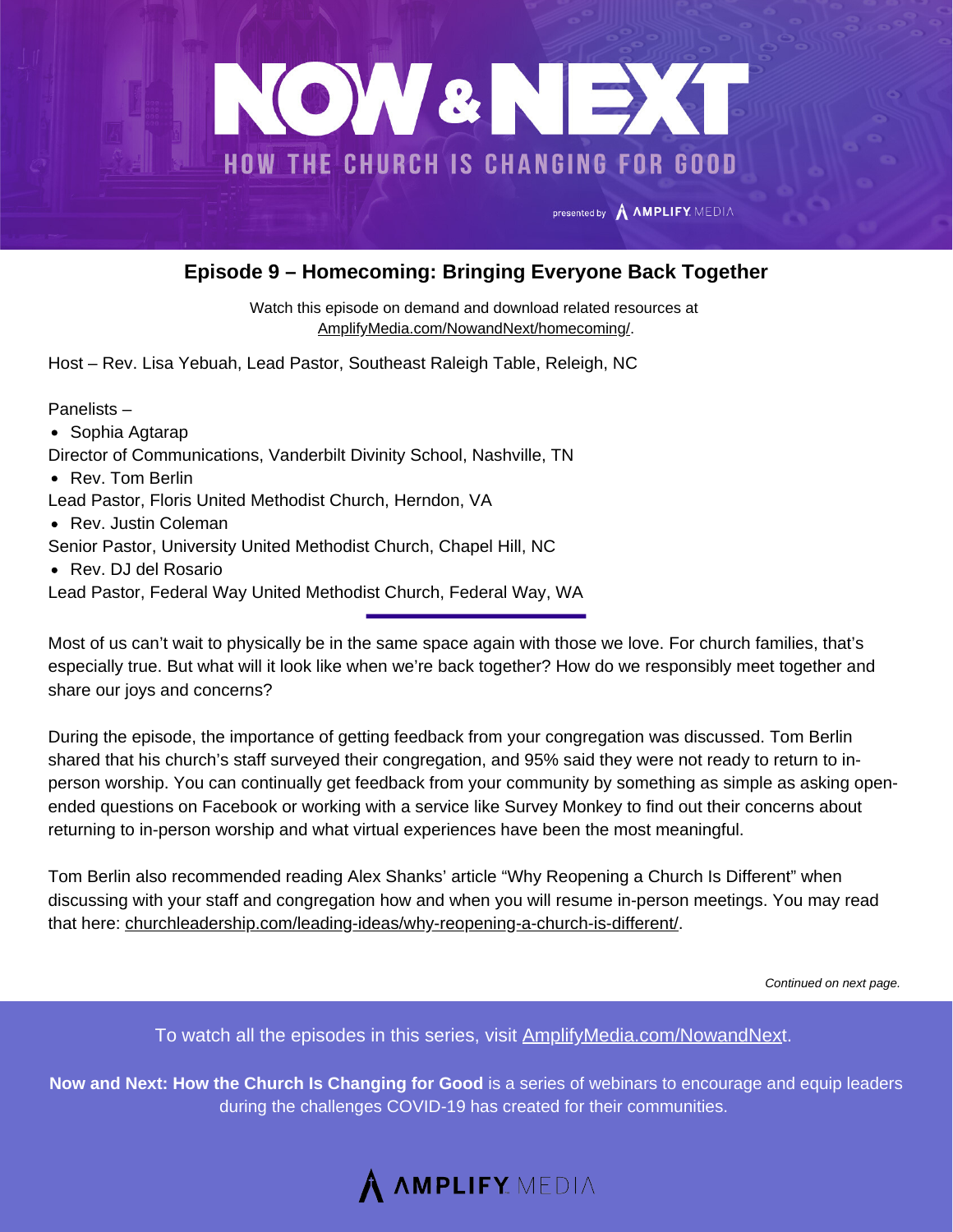# NOW & NEXT

## HOW THE CHURCH IS CHANGING FOR GOOD

presented by AMPLIFY MEDIA

## Episode 9 – Homecoming: Bringing Everyone Back Together

Watch this episode on demand and download related resources at AmplifyMedia.com/NowandNext/homecoming/.

Host – Rev. Lisa Yebuah, Lead Pastor, Southeast Raleigh Table, Releigh, NC

Panelists –

- Sophia Agtarap

Director of Communications, Vanderbilt Divinity School, Nashville, TN

- Rev. Tom Berlin

Lead Pastor, Floris United Methodist Church, Herndon, VA

- Rev. Justin Coleman

Senior Pastor, University United Methodist Church, Chapel Hill, NC

- Rev. DJ del Rosario

Lead Pastor, Federal Way United Methodist Church, Federal Way, WA

---

Most of us can't wait to physically be in the same space again with those we love. For church families, that's especially true. But what will it look like when we're back together? How do we responsibly meet together and share our joys and concerns?

During the episode, the importance of getting feedback from your congregation was discussed. Tom Berlin shared that his church's staff surveyed their congregation, and 95% said they were not ready to return to in-person worship. You can continually get feedback from your community by something as simple as asking open-ended questions on Facebook or working with a service like Survey Monkey to find out their concerns about returning to in-person worship and what virtual experiences have been the most meaningful.

Tom Berlin also recommended reading Alex Shanks' article "Why Reopening a Church Is Different" when discussing with your staff and congregation how and when you will resume in-person meetings. You may read that here: churchleadership.com/leading-ideas/why-reopening-a-church-is-different/.

*Continued on next page.*

To watch all the episodes in this series, visit AmplifyMedia.com/NowandNext.

**Now and Next: How the Church Is Changing for Good** is a series of webinars to encourage and equip leaders during the challenges COVID-19 has created for their communities.

AMPLIFY MEDIA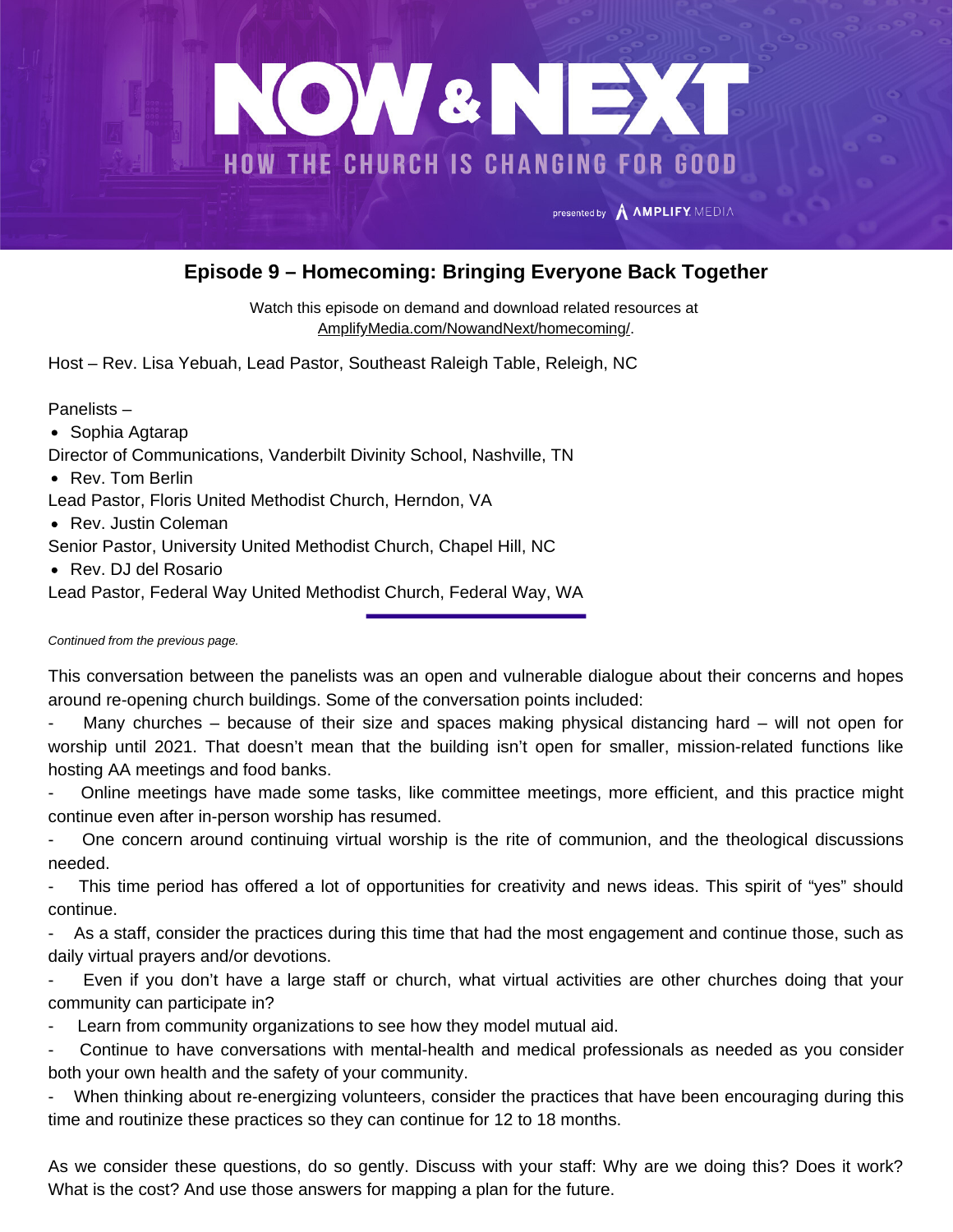# NOW & NEXT

## HOW THE CHURCH IS CHANGING FOR GOOD

presented by AMPLIFY MEDIA

## Episode 9 – Homecoming: Bringing Everyone Back Together

Watch this episode on demand and download related resources at
AmplifyMedia.com/NowandNext/homecoming/.

Host – Rev. Lisa Yebuah, Lead Pastor, Southeast Raleigh Table, Releigh, NC

Panelists –

- Sophia Agtarap

Director of Communications, Vanderbilt Divinity School, Nashville, TN

- Rev. Tom Berlin

Lead Pastor, Floris United Methodist Church, Herndon, VA

- Rev. Justin Coleman

Senior Pastor, University United Methodist Church, Chapel Hill, NC

- Rev. DJ del Rosario

Lead Pastor, Federal Way United Methodist Church, Federal Way, WA

*Continued from the previous page.*

This conversation between the panelists was an open and vulnerable dialogue about their concerns and hopes around re-opening church buildings. Some of the conversation points included:

- Many churches – because of their size and spaces making physical distancing hard – will not open for worship until 2021. That doesn't mean that the building isn't open for smaller, mission-related functions like hosting AA meetings and food banks.
- Online meetings have made some tasks, like committee meetings, more efficient, and this practice might continue even after in-person worship has resumed.
- One concern around continuing virtual worship is the rite of communion, and the theological discussions needed.
- This time period has offered a lot of opportunities for creativity and news ideas. This spirit of "yes" should continue.
- As a staff, consider the practices during this time that had the most engagement and continue those, such as daily virtual prayers and/or devotions.
- Even if you don't have a large staff or church, what virtual activities are other churches doing that your community can participate in?
- Learn from community organizations to see how they model mutual aid.
- Continue to have conversations with mental-health and medical professionals as needed as you consider both your own health and the safety of your community.
- When thinking about re-energizing volunteers, consider the practices that have been encouraging during this time and routinize these practices so they can continue for 12 to 18 months.

As we consider these questions, do so gently. Discuss with your staff: Why are we doing this? Does it work? What is the cost? And use those answers for mapping a plan for the future.